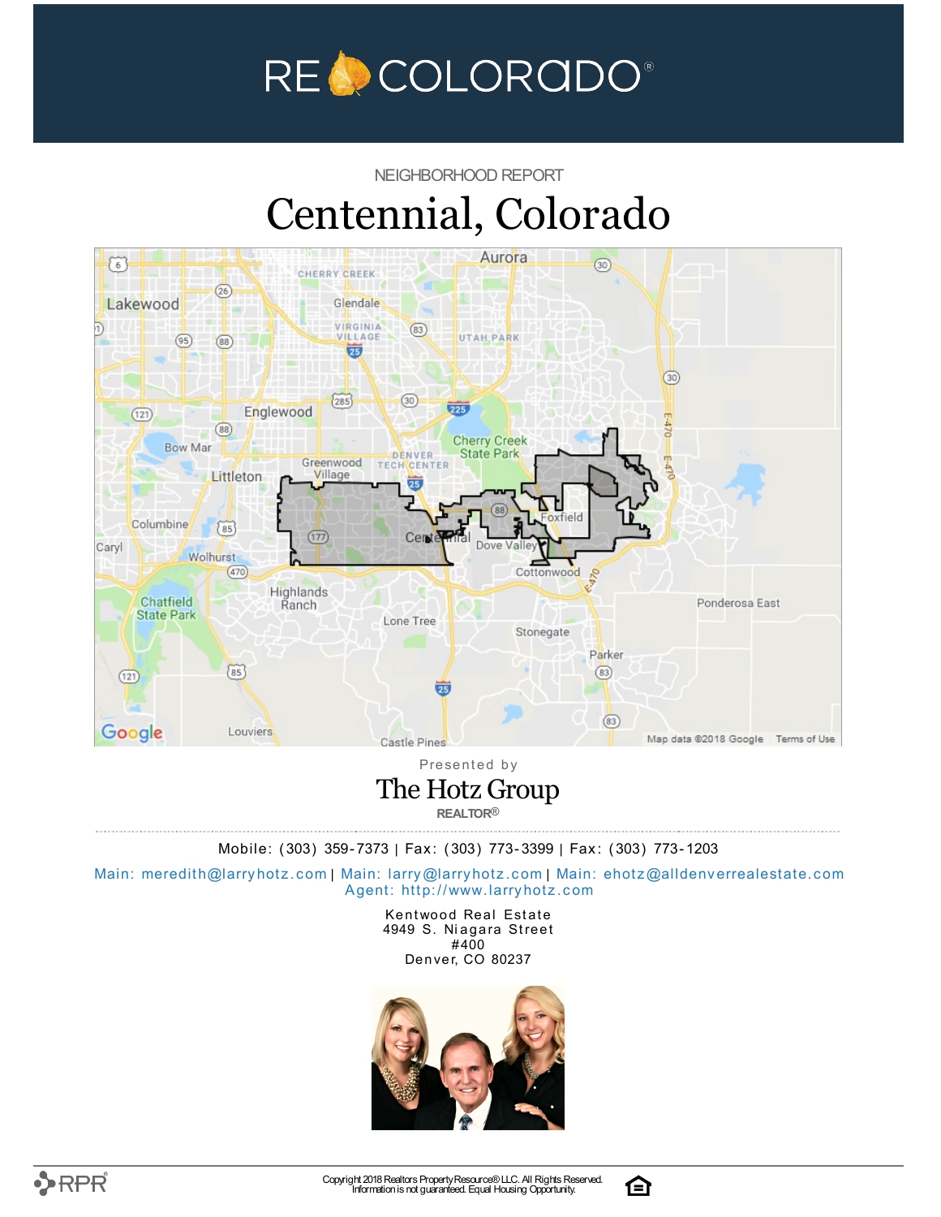RE COLORADO®

NEIGHBORHOOD REPORT

# Centennial, Colorado

Presented by

## The Hotz Group

REALTOR®

Mobile: (303) 359-7373 | Fax: (303) 773-3399 | Fax: (303) 773-1203

Main: meredith@larryhotz.com | Main: larry@larryhotz.com | Main: ehotz@alldenverrealestate.com
Agent: http://www.larryhotz.com

Kentwood Real Estate
4949 S. Niagara Street
#400
Denver, CO 80237

Copyright 2018 Realtors Property Resource® LLC. All Rights Reserved.
Information is not guaranteed. Equal Housing Opportunity.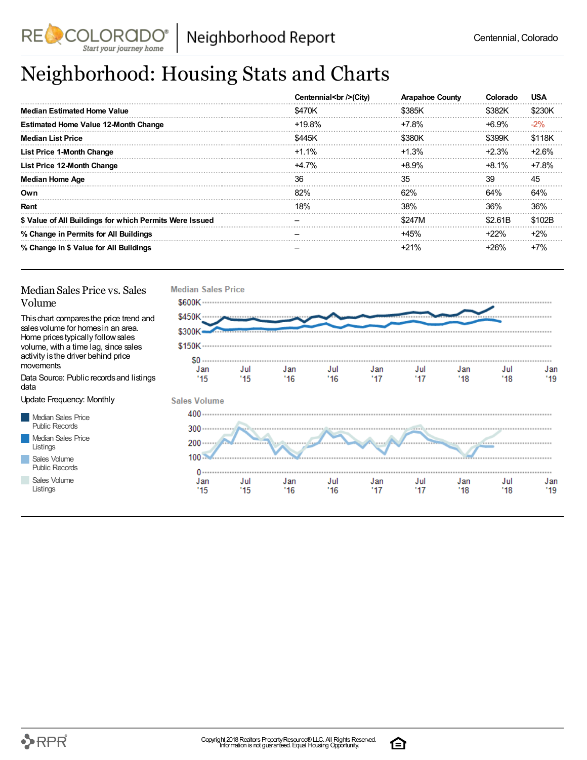# Neighborhood: Housing Stats and Charts

| | Centennial<br />(City) | Arapahoe County | Colorado | USA |
|---|---|---|---|---|
| **Median Estimated Home Value** | $470K | $385K | $382K | $230K |
| **Estimated Home Value 12-Month Change** | +19.8% | +7.8% | +6.9% | -2% |
| **Median List Price** | $445K | $380K | $399K | $118K |
| **List Price 1-Month Change** | +1.1% | +1.3% | +2.3% | +2.6% |
| **List Price 12-Month Change** | +4.7% | +8.9% | +8.1% | +7.8% |
| **Median Home Age** | 36 | 35 | 39 | 45 |
| **Own** | 82% | 62% | 64% | 64% |
| **Rent** | 18% | 38% | 36% | 36% |
| **$ Value of All Buildings for which Permits Were Issued** | – | $247M | $2.61B | $102B |
| **% Change in Permits for All Buildings** | – | +45% | +22% | +2% |
| **% Change in $ Value for All Buildings** | – | +21% | +26% | +7% |

## Median Sales Price vs. Sales Volume

This chart compares the price trend and sales volume for homes in an area. Home prices typically follow sales volume, with a time lag, since sales activity is the driver behind price movements.

Data Source: Public records and listings data

Update Frequency: Monthly

- Median Sales Price Public Records
- Median Sales Price Listings
- Sales Volume Public Records
- Sales Volume Listings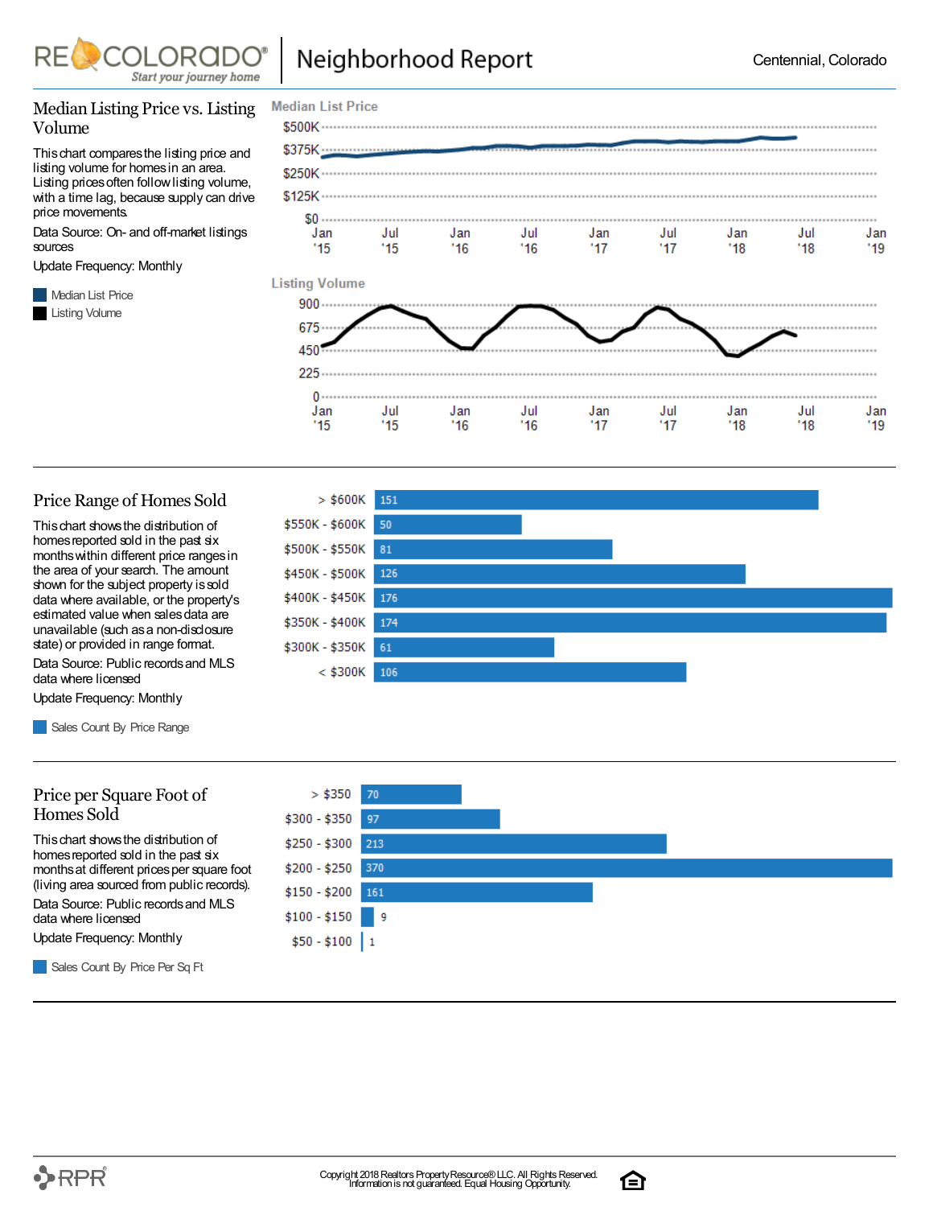## Median Listing Price vs. Listing Volume

This chart compares the listing price and listing volume for homes in an area. Listing prices often follow listing volume, with a time lag, because supply can drive price movements.

Data Source: On- and off-market listings sources

Update Frequency: Monthly

Median List Price

Listing Volume

## Price Range of Homes Sold

This chart shows the distribution of homes reported sold in the past six months within different price ranges in the area of your search. The amount shown for the subject property is sold data where available, or the property's estimated value when sales data are unavailable (such as a non-disclosure state) or provided in range format.

Data Source: Public records and MLS data where licensed

Update Frequency: Monthly

Sales Count By Price Range

| Price Range | Sales Count |
|---|---|
| > $600K | 151 |
| $550K - $600K | 50 |
| $500K - $550K | 81 |
| $450K - $500K | 126 |
| $400K - $450K | 176 |
| $350K - $400K | 174 |
| $300K - $350K | 61 |
| < $300K | 106 |

## Price per Square Foot of Homes Sold

This chart shows the distribution of homes reported sold in the past six months at different prices per square foot (living area sourced from public records).

Data Source: Public records and MLS data where licensed

Update Frequency: Monthly

Sales Count By Price Per Sq Ft

| Price per Sq Ft | Sales Count |
|---|---|
| > $350 | 70 |
| $300 - $350 | 97 |
| $250 - $300 | 213 |
| $200 - $250 | 370 |
| $150 - $200 | 161 |
| $100 - $150 | 9 |
| $50 - $100 | 1 |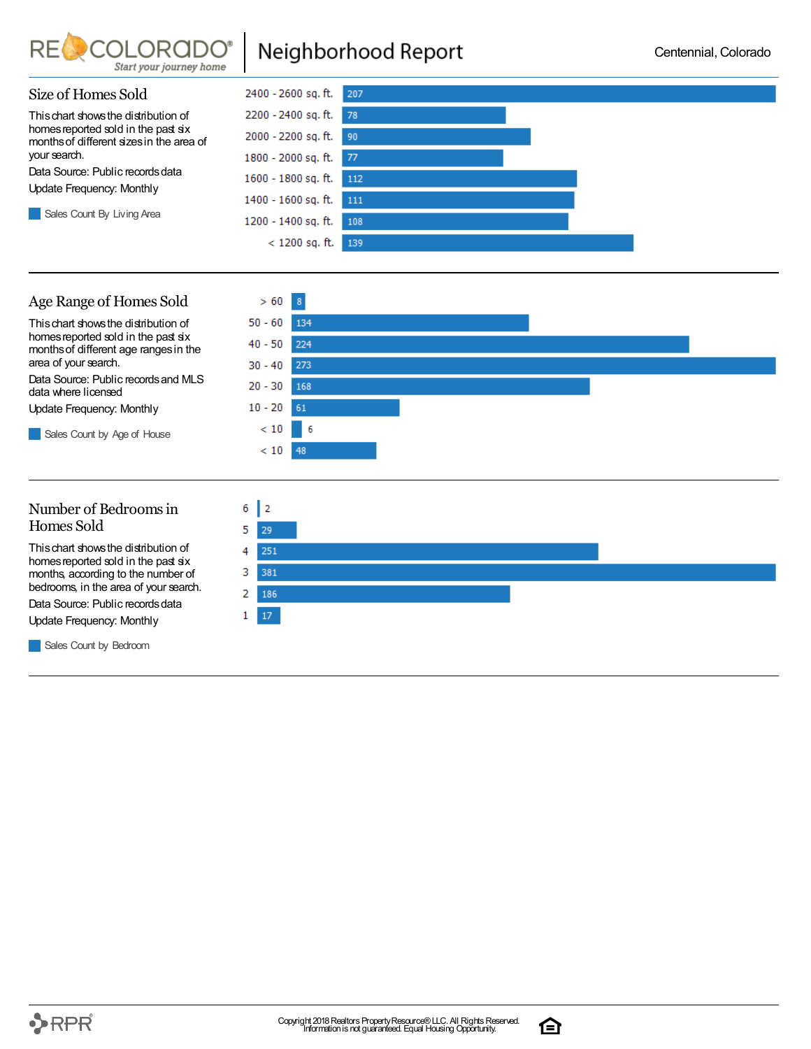## Size of Homes Sold

This chart shows the distribution of homes reported sold in the past six months of different sizes in the area of your search.

Data Source: Public records data

Update Frequency: Monthly

Sales Count By Living Area

| Living Area | Sales Count |
|---|---|
| 2400 - 2600 sq. ft. | 207 |
| 2200 - 2400 sq. ft. | 78 |
| 2000 - 2200 sq. ft. | 90 |
| 1800 - 2000 sq. ft. | 77 |
| 1600 - 1800 sq. ft. | 112 |
| 1400 - 1600 sq. ft. | 111 |
| 1200 - 1400 sq. ft. | 108 |
| < 1200 sq. ft. | 139 |

## Age Range of Homes Sold

This chart shows the distribution of homes reported sold in the past six months of different age ranges in the area of your search.

Data Source: Public records and MLS data where licensed

Update Frequency: Monthly

Sales Count by Age of House

| Age of House | Sales Count |
|---|---|
| > 60 | 8 |
| 50 - 60 | 134 |
| 40 - 50 | 224 |
| 30 - 40 | 273 |
| 20 - 30 | 168 |
| 10 - 20 | 61 |
| < 10 | 6 |
| < 10 | 48 |

## Number of Bedrooms in Homes Sold

This chart shows the distribution of homes reported sold in the past six months, according to the number of bedrooms, in the area of your search.

Data Source: Public records data

Update Frequency: Monthly

Sales Count by Bedroom

| Bedrooms | Sales Count |
|---|---|
| 6 | 2 |
| 5 | 29 |
| 4 | 251 |
| 3 | 381 |
| 2 | 186 |
| 1 | 17 |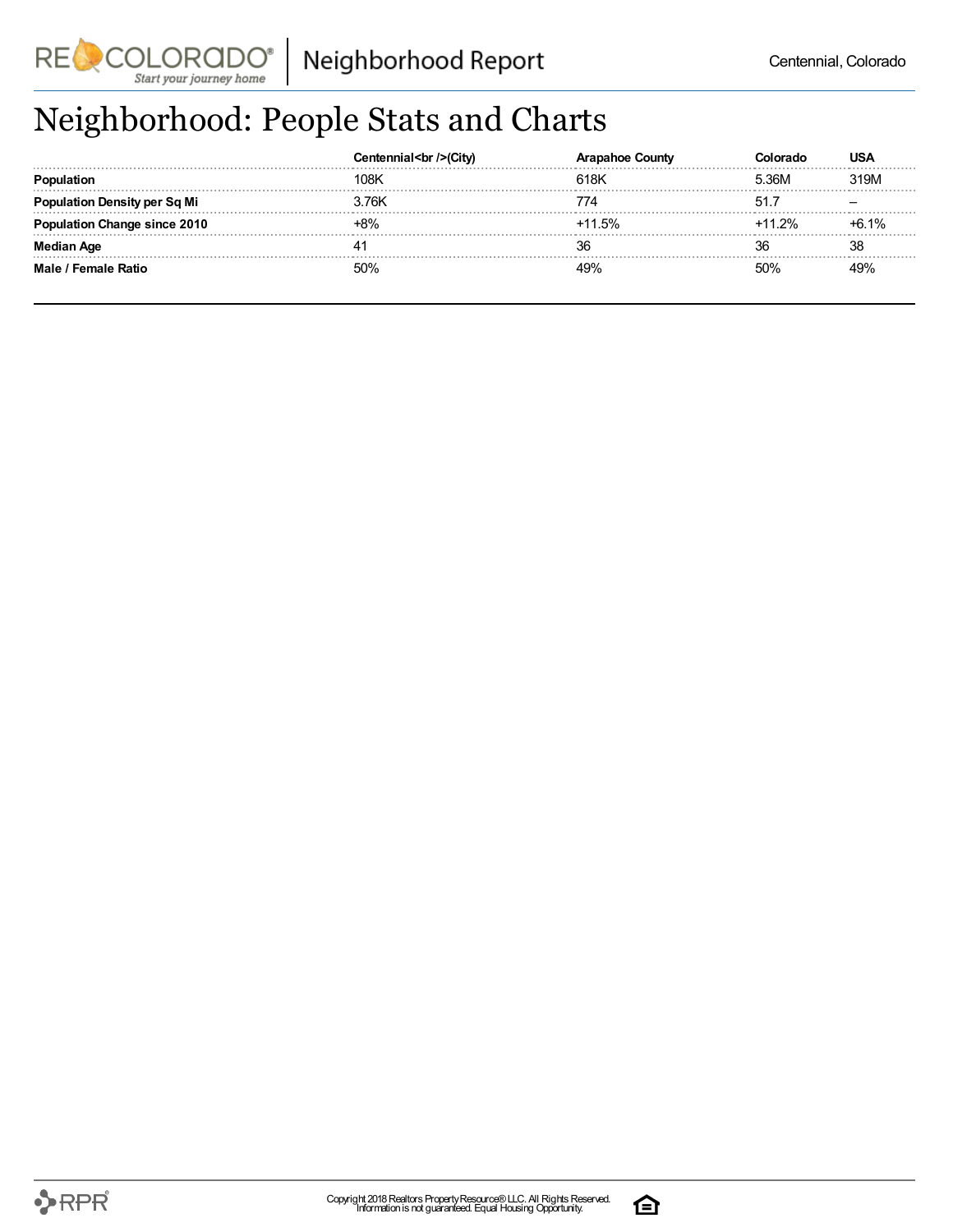# Neighborhood: People Stats and Charts

| | Centennial<br />(City) | Arapahoe County | Colorado | USA |
|---|---|---|---|---|
| **Population** | 108K | 618K | 5.36M | 319M |
| **Population Density per Sq Mi** | 3.76K | 774 | 51.7 | – |
| **Population Change since 2010** | +8% | +11.5% | +11.2% | +6.1% |
| **Median Age** | 41 | 36 | 36 | 38 |
| **Male / Female Ratio** | 50% | 49% | 50% | 49% |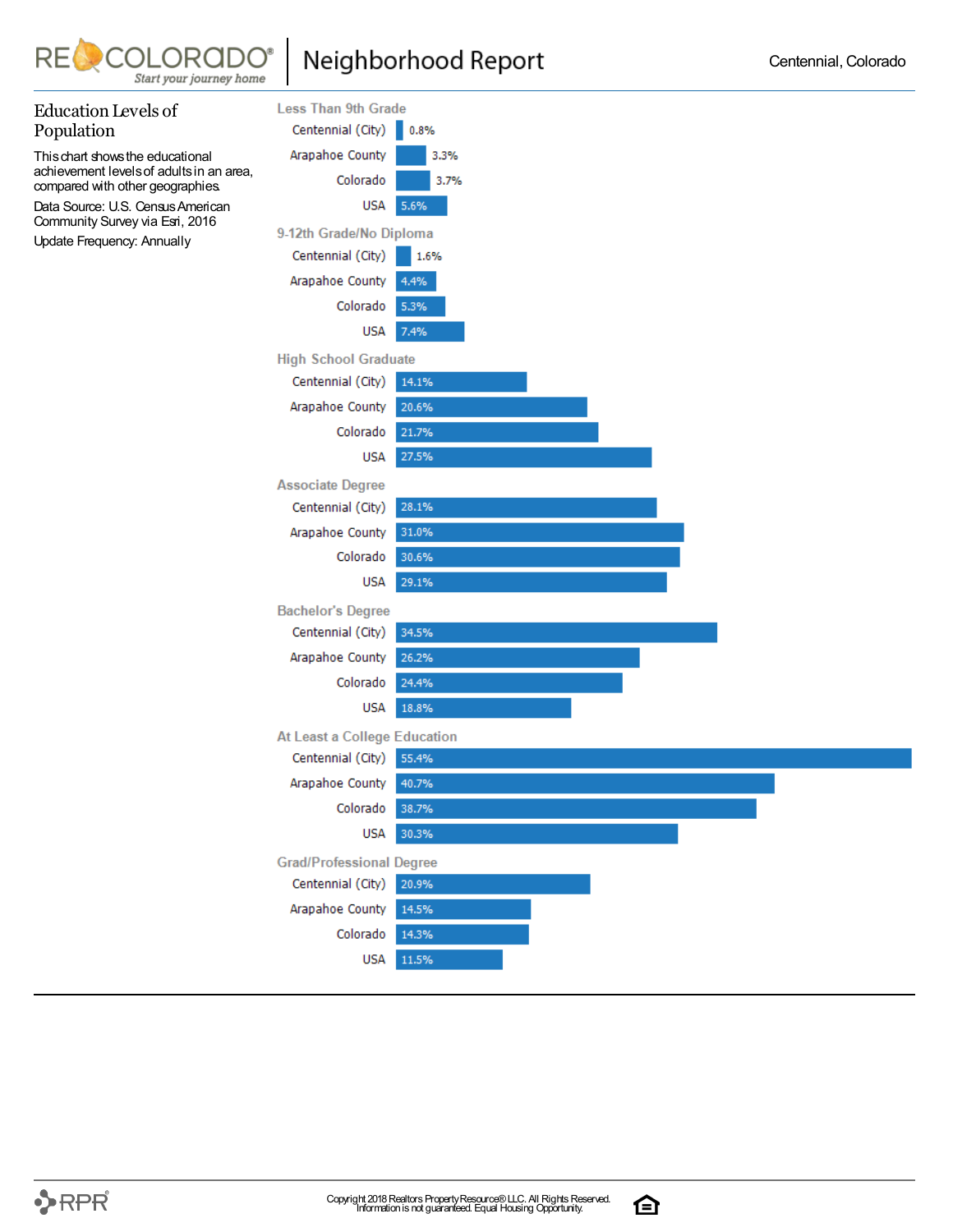## Education Levels of Population

This chart shows the educational achievement levels of adults in an area, compared with other geographies.

Data Source: U.S. Census American Community Survey via Esri, 2016

Update Frequency: Annually

| Education Level | Centennial (City) | Arapahoe County | Colorado | USA |
| --- | --- | --- | --- | --- |
| Less Than 9th Grade | 0.8% | 3.3% | 3.7% | 5.6% |
| 9-12th Grade/No Diploma | 1.6% | 4.4% | 5.3% | 7.4% |
| High School Graduate | 14.1% | 20.6% | 21.7% | 27.5% |
| Associate Degree | 28.1% | 31.0% | 30.6% | 29.1% |
| Bachelor's Degree | 34.5% | 26.2% | 24.4% | 18.8% |
| At Least a College Education | 55.4% | 40.7% | 38.7% | 30.3% |
| Grad/Professional Degree | 20.9% | 14.5% | 14.3% | 11.5% |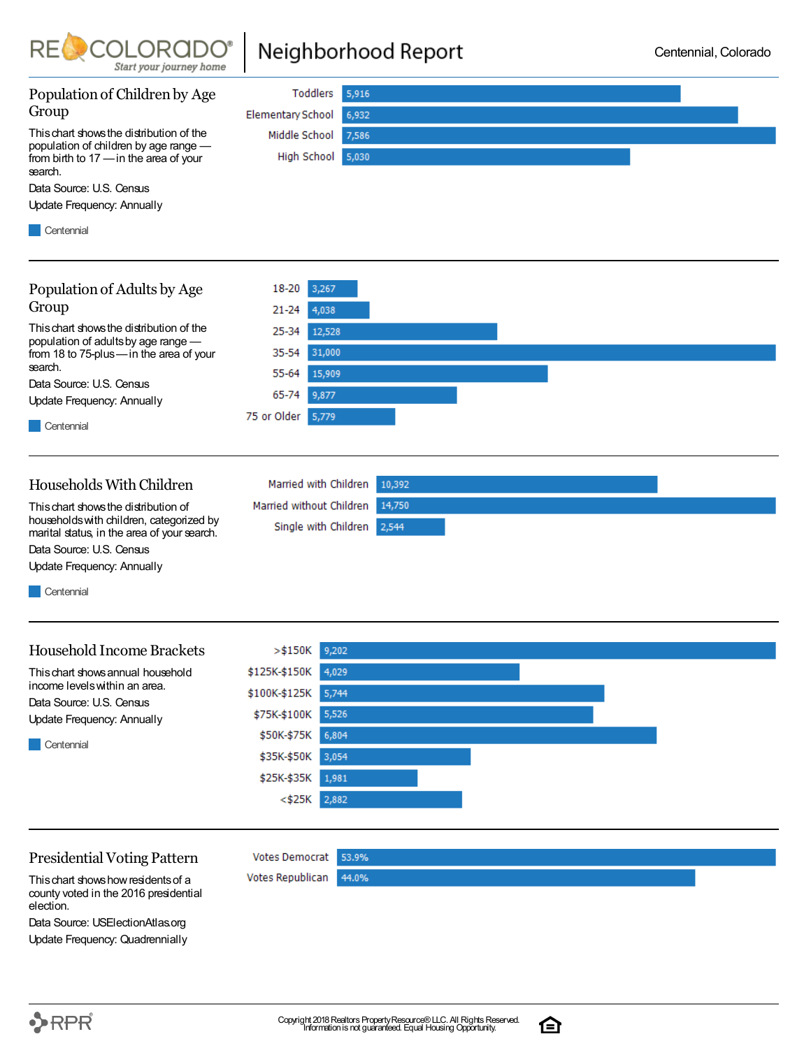# Neighborhood Report

Centennial, Colorado

## Population of Children by Age Group

This chart shows the distribution of the population of children by age range — from birth to 17 — in the area of your search.

Data Source: U.S. Census

Update Frequency: Annually

| Age Group | Centennial |
|---|---|
| Toddlers | 5,916 |
| Elementary School | 6,932 |
| Middle School | 7,586 |
| High School | 5,030 |

## Population of Adults by Age Group

This chart shows the distribution of the population of adults by age range — from 18 to 75-plus — in the area of your search.

Data Source: U.S. Census

Update Frequency: Annually

| Age Group | Centennial |
|---|---|
| 18-20 | 3,267 |
| 21-24 | 4,038 |
| 25-34 | 12,528 |
| 35-54 | 31,000 |
| 55-64 | 15,909 |
| 65-74 | 9,877 |
| 75 or Older | 5,779 |

## Households With Children

This chart shows the distribution of households with children, categorized by marital status, in the area of your search.

Data Source: U.S. Census

Update Frequency: Annually

| Household Type | Centennial |
|---|---|
| Married with Children | 10,392 |
| Married without Children | 14,750 |
| Single with Children | 2,544 |

## Household Income Brackets

This chart shows annual household income levels within an area.

Data Source: U.S. Census

Update Frequency: Annually

| Income Bracket | Centennial |
|---|---|
| >$150K | 9,202 |
| $125K-$150K | 4,029 |
| $100K-$125K | 5,744 |
| $75K-$100K | 5,526 |
| $50K-$75K | 6,804 |
| $35K-$50K | 3,054 |
| $25K-$35K | 1,981 |
| <$25K | 2,882 |

## Presidential Voting Pattern

This chart shows how residents of a county voted in the 2016 presidential election.

Data Source: USElectionAtlas.org

Update Frequency: Quadrennially

| Vote | Percentage |
|---|---|
| Votes Democrat | 53.9% |
| Votes Republican | 44.0% |

Copyright 2018 Realtors Property Resource® LLC. All Rights Reserved. Information is not guaranteed. Equal Housing Opportunity.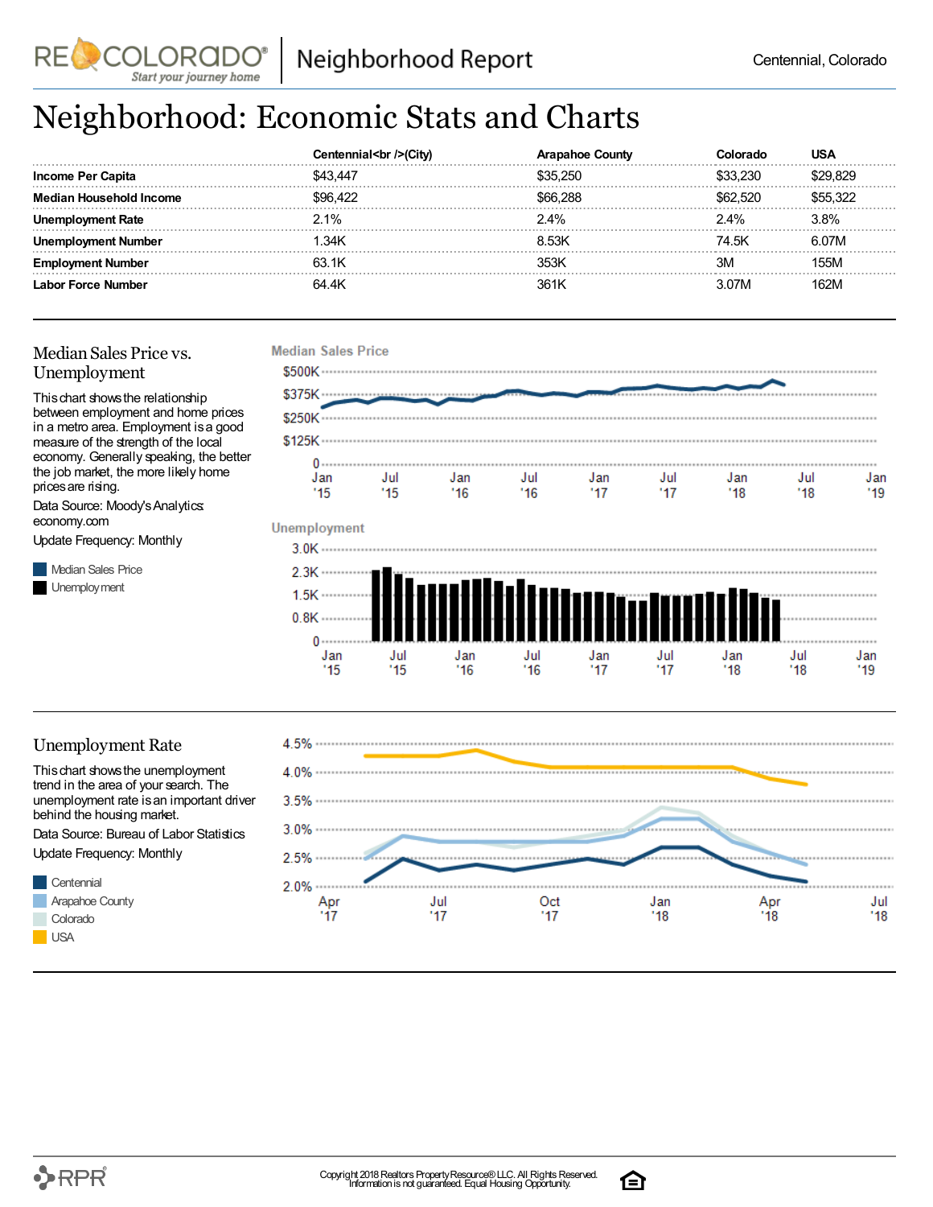# Neighborhood: Economic Stats and Charts

| | Centennial<br />(City) | Arapahoe County | Colorado | USA |
|---|---|---|---|---|
| **Income Per Capita** | $43,447 | $35,250 | $33,230 | $29,829 |
| **Median Household Income** | $96,422 | $66,288 | $62,520 | $55,322 |
| **Unemployment Rate** | 2.1% | 2.4% | 2.4% | 3.8% |
| **Unemployment Number** | 1.34K | 8.53K | 74.5K | 6.07M |
| **Employment Number** | 63.1K | 353K | 3M | 155M |
| **Labor Force Number** | 64.4K | 361K | 3.07M | 162M |

## Median Sales Price vs. Unemployment

This chart shows the relationship between employment and home prices in a metro area. Employment is a good measure of the strength of the local economy. Generally speaking, the better the job market, the more likely home prices are rising.

Data Source: Moody's Analytics: economy.com

Update Frequency: Monthly

- Median Sales Price
- Unemployment

## Unemployment Rate

This chart shows the unemployment trend in the area of your search. The unemployment rate is an important driver behind the housing market.

Data Source: Bureau of Labor Statistics

Update Frequency: Monthly

- Centennial
- Arapahoe County
- Colorado
- USA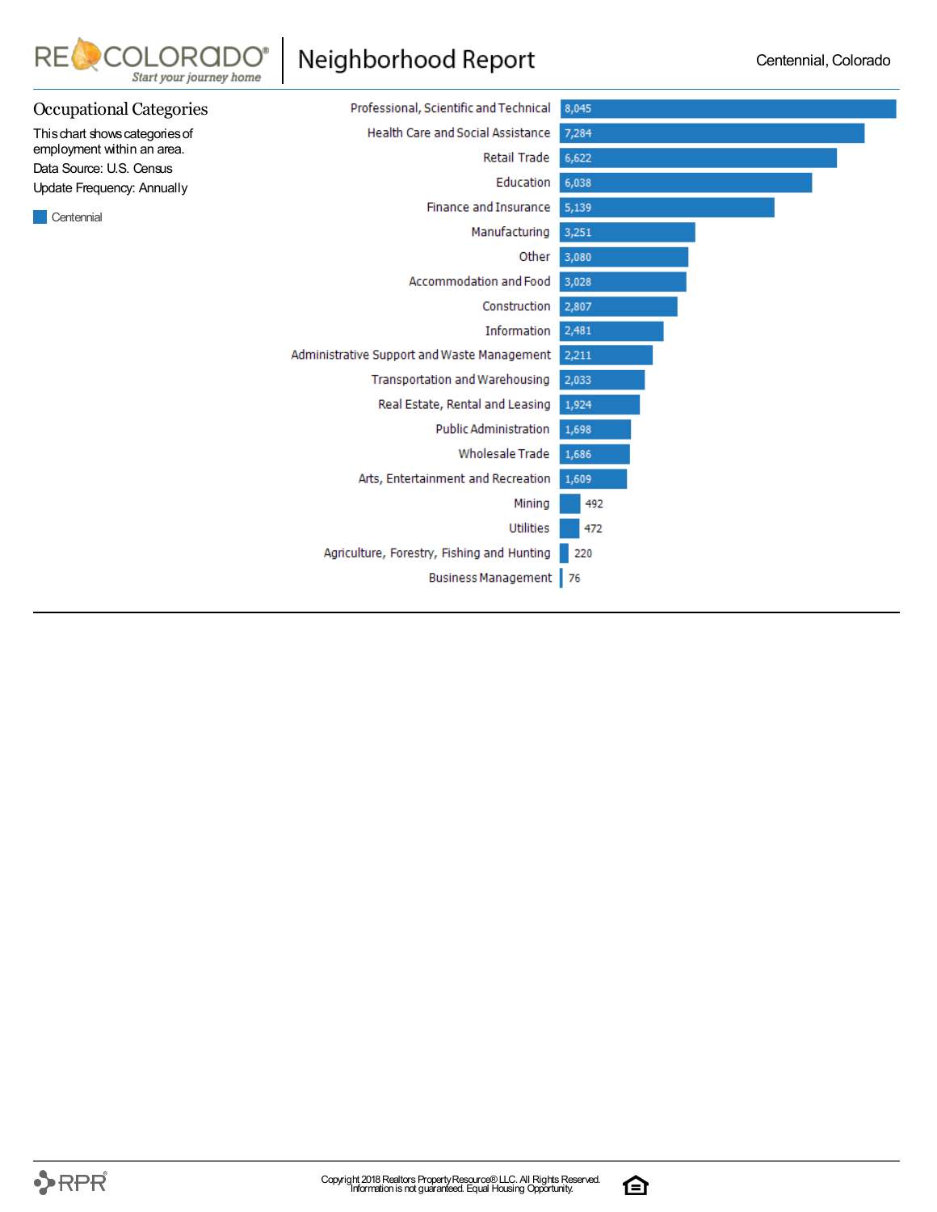## Occupational Categories

This chart shows categories of employment within an area.

Data Source: U.S. Census

Update Frequency: Annually

Centennial

| Category | Centennial |
|---|---|
| Professional, Scientific and Technical | 8,045 |
| Health Care and Social Assistance | 7,284 |
| Retail Trade | 6,622 |
| Education | 6,038 |
| Finance and Insurance | 5,139 |
| Manufacturing | 3,251 |
| Other | 3,080 |
| Accommodation and Food | 3,028 |
| Construction | 2,807 |
| Information | 2,481 |
| Administrative Support and Waste Management | 2,211 |
| Transportation and Warehousing | 2,033 |
| Real Estate, Rental and Leasing | 1,924 |
| Public Administration | 1,698 |
| Wholesale Trade | 1,686 |
| Arts, Entertainment and Recreation | 1,609 |
| Mining | 492 |
| Utilities | 472 |
| Agriculture, Forestry, Fishing and Hunting | 220 |
| Business Management | 76 |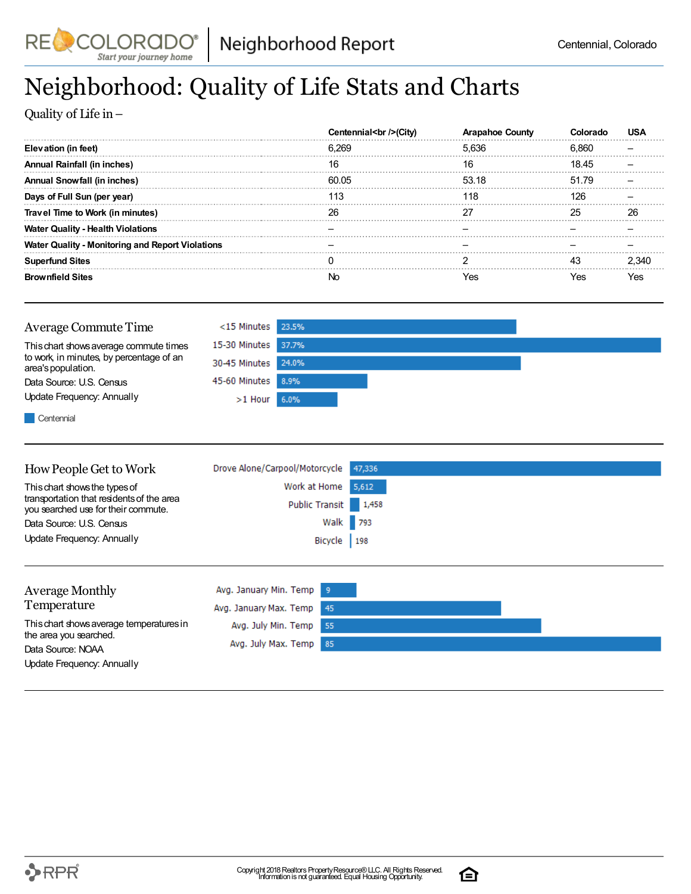# Neighborhood: Quality of Life Stats and Charts

Quality of Life in –

| | Centennial<br />(City) | Arapahoe County | Colorado | USA |
|---|---|---|---|---|
| **Elevation (in feet)** | 6,269 | 5,636 | 6,860 | – |
| **Annual Rainfall (in inches)** | 16 | 16 | 18.45 | – |
| **Annual Snowfall (in inches)** | 60.05 | 53.18 | 51.79 | – |
| **Days of Full Sun (per year)** | 113 | 118 | 126 | – |
| **Travel Time to Work (in minutes)** | 26 | 27 | 25 | 26 |
| **Water Quality - Health Violations** | – | – | – | – |
| **Water Quality - Monitoring and Report Violations** | – | – | – | – |
| **Superfund Sites** | 0 | 2 | 43 | 2,340 |
| **Brownfield Sites** | No | Yes | Yes | Yes |

## Average Commute Time

This chart shows average commute times to work, in minutes, by percentage of an area's population.

Data Source: U.S. Census

Update Frequency: Annually

<15 Minutes 23.5%
15-30 Minutes 37.7%
30-45 Minutes 24.0%
45-60 Minutes 8.9%
>1 Hour 6.0%

Centennial

## How People Get to Work

This chart shows the types of transportation that residents of the area you searched use for their commute.

Data Source: U.S. Census

Update Frequency: Annually

Drove Alone/Carpool/Motorcycle 47,336
Work at Home 5,612
Public Transit 1,458
Walk 793
Bicycle 198

## Average Monthly Temperature

This chart shows average temperatures in the area you searched.

Data Source: NOAA

Update Frequency: Annually

Avg. January Min. Temp 9
Avg. January Max. Temp 45
Avg. July Min. Temp 55
Avg. July Max. Temp 85